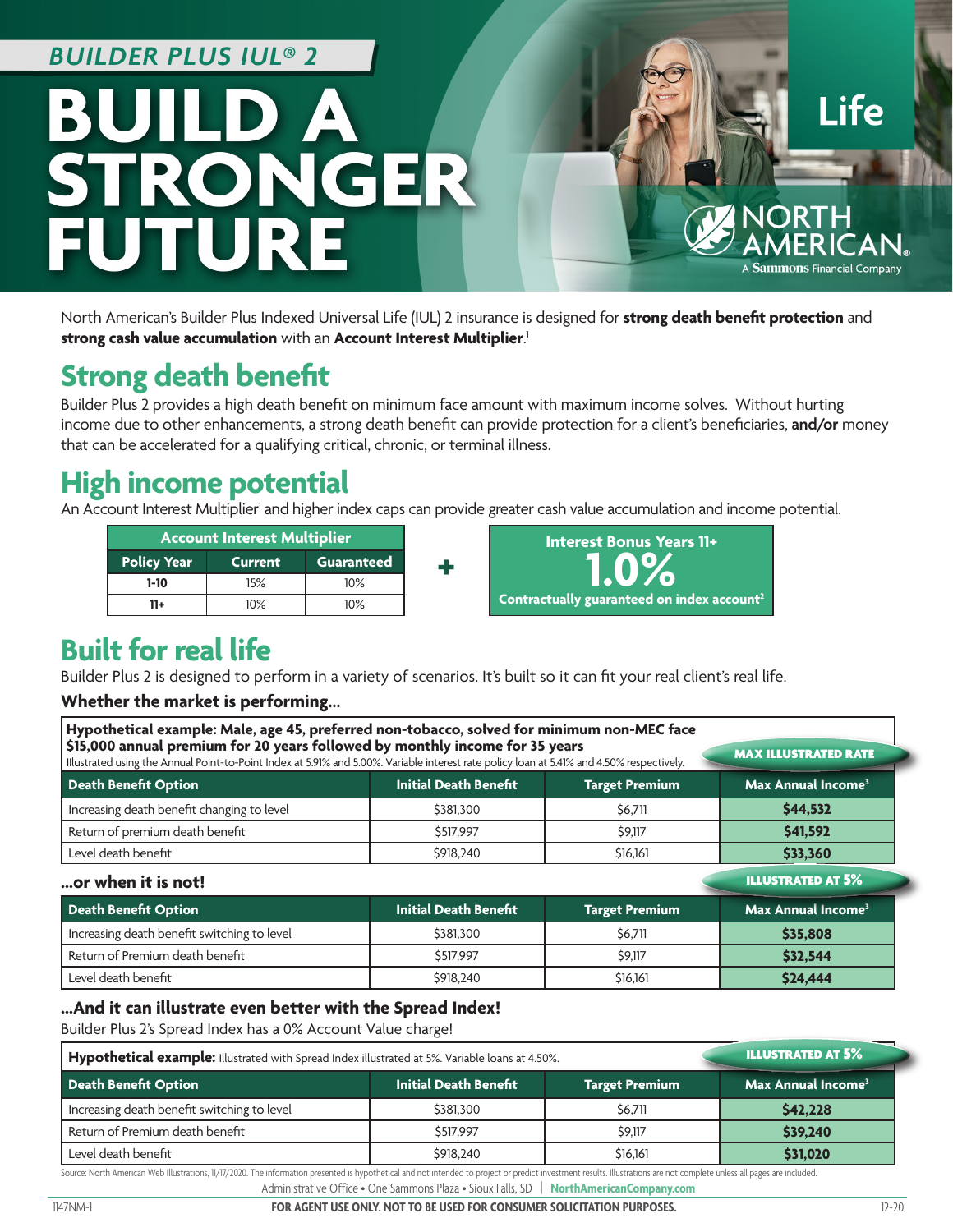# BUILDER PLUS IUL® 2

# BUILD A STRONGER FUTURE

Life

NORTH AMERICAN®
A Sammons Financial Company

North American's Builder Plus Indexed Universal Life (IUL) 2 insurance is designed for **strong death benefit protection** and **strong cash value accumulation** with an **Account Interest Multiplier**.[1]

## Strong death benefit

Builder Plus 2 provides a high death benefit on minimum face amount with maximum income solves. Without hurting income due to other enhancements, a strong death benefit can provide protection for a client's beneficiaries, **and/or** money that can be accelerated for a qualifying critical, chronic, or terminal illness.

## High income potential

An Account Interest Multiplier[1] and higher index caps can provide greater cash value accumulation and income potential.

| Account Interest Multiplier | | |
|---|---|---|
| **Policy Year** | **Current** | **Guaranteed** |
| 1-10 | 15% | 10% |
| 11+ | 10% | 10% |

**+**

**Interest Bonus Years 11+**
**1.0%**
**Contractually guaranteed on index account[2]**

## Built for real life

Builder Plus 2 is designed to perform in a variety of scenarios. It's built so it can fit your real client's real life.

### Whether the market is performing...

**Hypothetical example: Male, age 45, preferred non-tobacco, solved for minimum non-MEC face**
**$15,000 annual premium for 20 years followed by monthly income for 35 years**
Illustrated using the Annual Point-to-Point Index at 5.91% and 5.00%. Variable interest rate policy loan at 5.41% and 4.50% respectively.

**MAX ILLUSTRATED RATE**

| Death Benefit Option | Initial Death Benefit | Target Premium | Max Annual Income[3] |
|---|---|---|---|
| Increasing death benefit changing to level | $381,300 | $6,711 | **$44,532** |
| Return of premium death benefit | $517,997 | $9,117 | **$41,592** |
| Level death benefit | $918,240 | $16,161 | **$33,360** |

### ...or when it is not!

**ILLUSTRATED AT 5%**

| Death Benefit Option | Initial Death Benefit | Target Premium | Max Annual Income[3] |
|---|---|---|---|
| Increasing death benefit switching to level | $381,300 | $6,711 | **$35,808** |
| Return of Premium death benefit | $517,997 | $9,117 | **$32,544** |
| Level death benefit | $918,240 | $16,161 | **$24,444** |

### ...And it can illustrate even better with the Spread Index!

Builder Plus 2's Spread Index has a 0% Account Value charge!

**Hypothetical example:** Illustrated with Spread Index illustrated at 5%. Variable loans at 4.50%.

**ILLUSTRATED AT 5%**

| Death Benefit Option | Initial Death Benefit | Target Premium | Max Annual Income[3] |
|---|---|---|---|
| Increasing death benefit switching to level | $381,300 | $6,711 | **$42,228** |
| Return of Premium death benefit | $517,997 | $9,117 | **$39,240** |
| Level death benefit | $918,240 | $16,161 | **$31,020** |

Source: North American Web Illustrations, 11/17/2020. The information presented is hypothetical and not intended to project or predict investment results. Illustrations are not complete unless all pages are included.

Administrative Office • One Sammons Plaza • Sioux Falls, SD | NorthAmericanCompany.com

1147NM-1 **FOR AGENT USE ONLY. NOT TO BE USED FOR CONSUMER SOLICITATION PURPOSES.** 12-20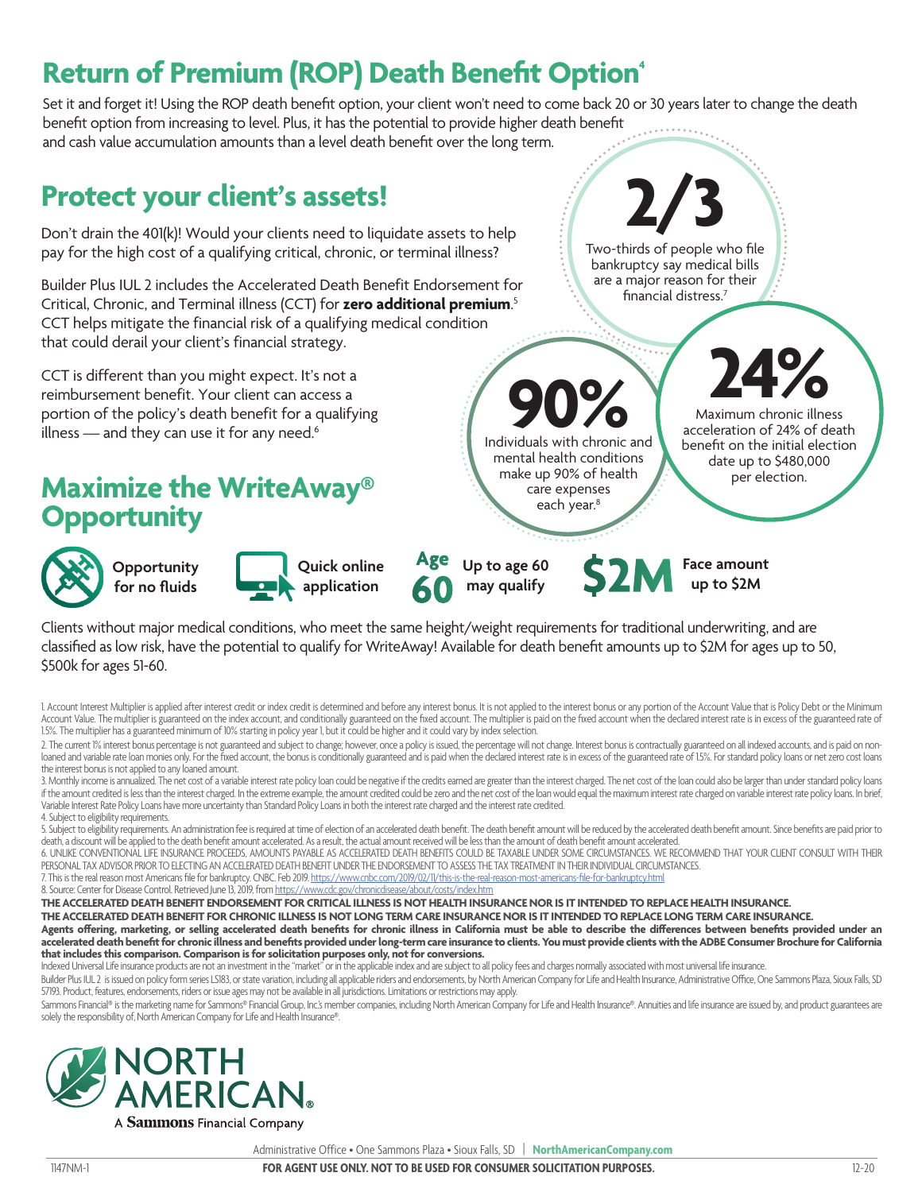# Return of Premium (ROP) Death Benefit Option[4]

Set it and forget it! Using the ROP death benefit option, your client won't need to come back 20 or 30 years later to change the death benefit option from increasing to level. Plus, it has the potential to provide higher death benefit and cash value accumulation amounts than a level death benefit over the long term.

## Protect your client's assets!

Don't drain the 401(k)! Would your clients need to liquidate assets to help pay for the high cost of a qualifying critical, chronic, or terminal illness?

Builder Plus IUL 2 includes the Accelerated Death Benefit Endorsement for Critical, Chronic, and Terminal illness (CCT) for **zero additional premium**.[5] CCT helps mitigate the financial risk of a qualifying medical condition that could derail your client's financial strategy.

CCT is different than you might expect. It's not a reimbursement benefit. Your client can access a portion of the policy's death benefit for a qualifying illness — and they can use it for any need.[6]

**2/3**
Two-thirds of people who file bankruptcy say medical bills are a major reason for their financial distress.[7]

**90%**
Individuals with chronic and mental health conditions make up 90% of health care expenses each year.[8]

**24%**
Maximum chronic illness acceleration of 24% of death benefit on the initial election date up to $480,000 per election.

## Maximize the WriteAway® Opportunity

**Opportunity for no fluids**

**Quick online application**

**Age 60** **Up to age 60 may qualify**

**$2M** **Face amount up to $2M**

Clients without major medical conditions, who meet the same height/weight requirements for traditional underwriting, and are classified as low risk, have the potential to qualify for WriteAway! Available for death benefit amounts up to $2M for ages up to 50, $500k for ages 51-60.

1. Account Interest Multiplier is applied after interest credit or index credit is determined and before any interest bonus. It is not applied to the interest bonus or any portion of the Account Value that is Policy Debt or the Minimum Account Value. The multiplier is guaranteed on the index account, and conditionally guaranteed on the fixed account. The multiplier is paid on the fixed account when the declared interest rate is in excess of the guaranteed rate of 1.5%. The multiplier has a guaranteed minimum of 10% starting in policy year 1, but it could be higher and it could vary by index selection.

2. The current 1% interest bonus percentage is not guaranteed and subject to change; however, once a policy is issued, the percentage will not change. Interest bonus is contractually guaranteed on all indexed accounts, and is paid on non-loaned and variable rate loan monies only. For the fixed account, the bonus is conditionally guaranteed and is paid when the declared interest rate is in excess of the guaranteed rate of 1.5%. For standard policy loans or net zero cost loans the interest bonus is not applied to any loaned amount.

3. Monthly income is annualized. The net cost of a variable interest rate policy loan could be negative if the credits earned are greater than the interest charged. The net cost of the loan could also be larger than under standard policy loans if the amount credited is less than the interest charged. In the extreme example, the amount credited could be zero and the net cost of the loan would equal the maximum interest rate charged on variable interest rate policy loans. In brief, Variable Interest Rate Policy Loans have more uncertainty than Standard Policy Loans in both the interest rate charged and the interest rate credited.

4. Subject to eligibility requirements.

5. Subject to eligibility requirements. An administration fee is required at time of election of an accelerated death benefit. The death benefit amount will be reduced by the accelerated death benefit amount. Since benefits are paid prior to death, a discount will be applied to the death benefit amount accelerated. As a result, the actual amount received will be less than the amount of death benefit amount accelerated.

6. UNLIKE CONVENTIONAL LIFE INSURANCE PROCEEDS, AMOUNTS PAYABLE AS ACCELERATED DEATH BENEFITS COULD BE TAXABLE UNDER SOME CIRCUMSTANCES. WE RECOMMEND THAT YOUR CLIENT CONSULT WITH THEIR PERSONAL TAX ADVISOR PRIOR TO ELECTING AN ACCELERATED DEATH BENEFIT UNDER THE ENDORSEMENT TO ASSESS THE TAX TREATMENT IN THEIR INDIVIDUAL CIRCUMSTANCES.

7. This is the real reason most Americans file for bankruptcy. CNBC. Feb 2019. https://www.cnbc.com/2019/02/11/this-is-the-real-reason-most-americans-file-for-bankruptcy.html

8. Source: Center for Disease Control. Retrieved June 13, 2019, from https://www.cdc.gov/chronicdisease/about/costs/index.htm

**THE ACCELERATED DEATH BENEFIT ENDORSEMENT FOR CRITICAL ILLNESS IS NOT HEALTH INSURANCE NOR IS IT INTENDED TO REPLACE HEALTH INSURANCE.**

**THE ACCELERATED DEATH BENEFIT FOR CHRONIC ILLNESS IS NOT LONG TERM CARE INSURANCE NOR IS IT INTENDED TO REPLACE LONG TERM CARE INSURANCE.**

**Agents offering, marketing, or selling accelerated death benefits for chronic illness in California must be able to describe the differences between benefits provided under an accelerated death benefit for chronic illness and benefits provided under long-term care insurance to clients. You must provide clients with the ADBE Consumer Brochure for California that includes this comparison. Comparison is for solicitation purposes only, not for conversions.**

Indexed Universal Life insurance products are not an investment in the "market" or in the applicable index and are subject to all policy fees and charges normally associated with most universal life insurance.

Builder Plus IUL 2 is issued on policy form series LS183, or state variation, including all applicable riders and endorsements, by North American Company for Life and Health Insurance, Administrative Office, One Sammons Plaza, Sioux Falls, SD 57193. Product, features, endorsements, riders or issue ages may not be available in all jurisdictions. Limitations or restrictions may apply.

Sammons Financial® is the marketing name for Sammons® Financial Group, Inc.'s member companies, including North American Company for Life and Health Insurance®. Annuities and life insurance are issued by, and product guarantees are solely the responsibility of, North American Company for Life and Health Insurance®.

NORTH AMERICAN®
A Sammons Financial Company

Administrative Office • One Sammons Plaza • Sioux Falls, SD | **NorthAmericanCompany.com**

1147NM-1 **FOR AGENT USE ONLY. NOT TO BE USED FOR CONSUMER SOLICITATION PURPOSES.** 12-20